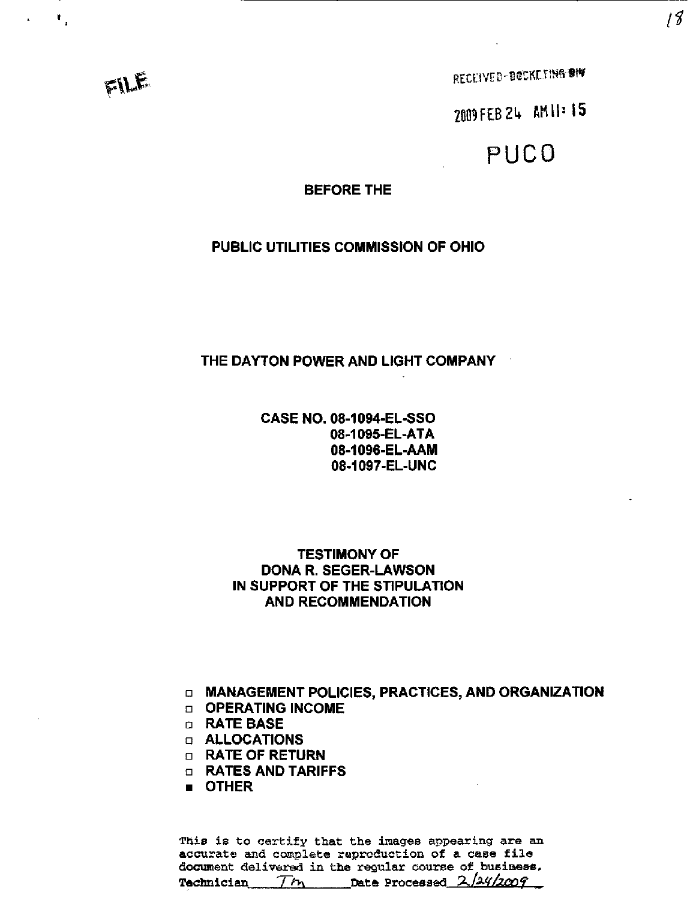FILE

RECEIVED-DOCKETING DIV

2009 FEB 24 AM 11: 15

PUCO

**BEFORE THE**

**PUBLIC UTILITIES COMMISSION OF OHIO**

**THE DAYTON POWER AND LIGHT COMPANY**

**CASE NO. 08-1094-EL-SSO**
**08-1095-EL-ATA**
**08-1096-EL-AAM**
**08-1097-EL-UNC**

**TESTIMONY OF**
**DONA R. SEGER-LAWSON**
**IN SUPPORT OF THE STIPULATION**
**AND RECOMMENDATION**

- □ **MANAGEMENT POLICIES, PRACTICES, AND ORGANIZATION**
- □ **OPERATING INCOME**
- □ **RATE BASE**
- □ **ALLOCATIONS**
- □ **RATE OF RETURN**
- □ **RATES AND TARIFFS**
- ■ **OTHER**

This is to certify that the images appearing are an accurate and complete reproduction of a case file document delivered in the regular course of business.
Technician Tm Date Processed 2/24/2009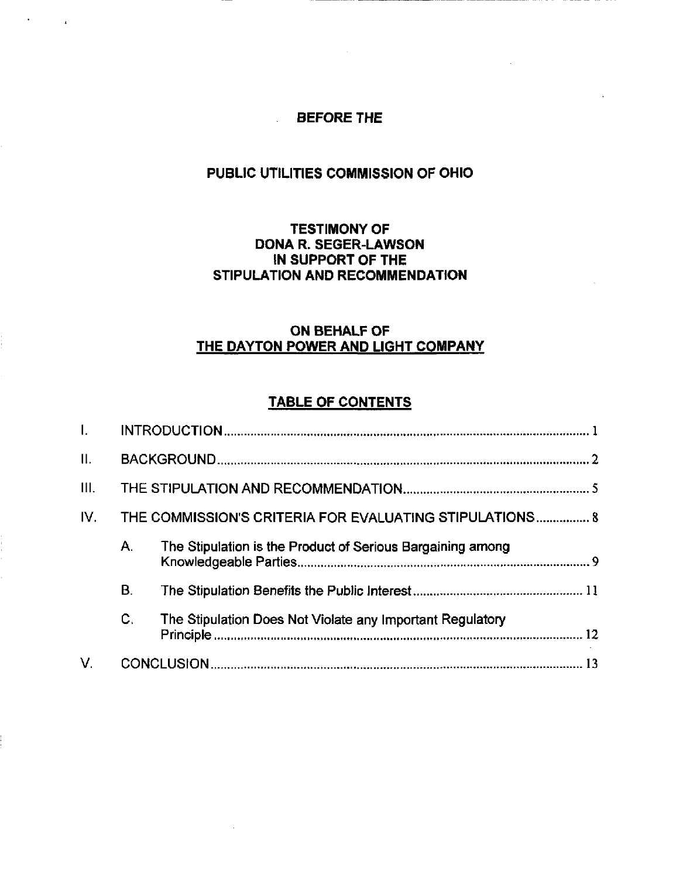**BEFORE THE**

**PUBLIC UTILITIES COMMISSION OF OHIO**

**TESTIMONY OF**
**DONA R. SEGER-LAWSON**
**IN SUPPORT OF THE**
**STIPULATION AND RECOMMENDATION**

**ON BEHALF OF**
**THE DAYTON POWER AND LIGHT COMPANY**

**TABLE OF CONTENTS**

| | | | |
|---|---|---|---|
| I. | INTRODUCTION | | 1 |
| II. | BACKGROUND | | 2 |
| III. | THE STIPULATION AND RECOMMENDATION | | 5 |
| IV. | THE COMMISSION'S CRITERIA FOR EVALUATING STIPULATIONS | | 8 |
| | A. | The Stipulation is the Product of Serious Bargaining among Knowledgeable Parties | 9 |
| | B. | The Stipulation Benefits the Public Interest | 11 |
| | C. | The Stipulation Does Not Violate any Important Regulatory Principle | 12 |
| V. | CONCLUSION | | 13 |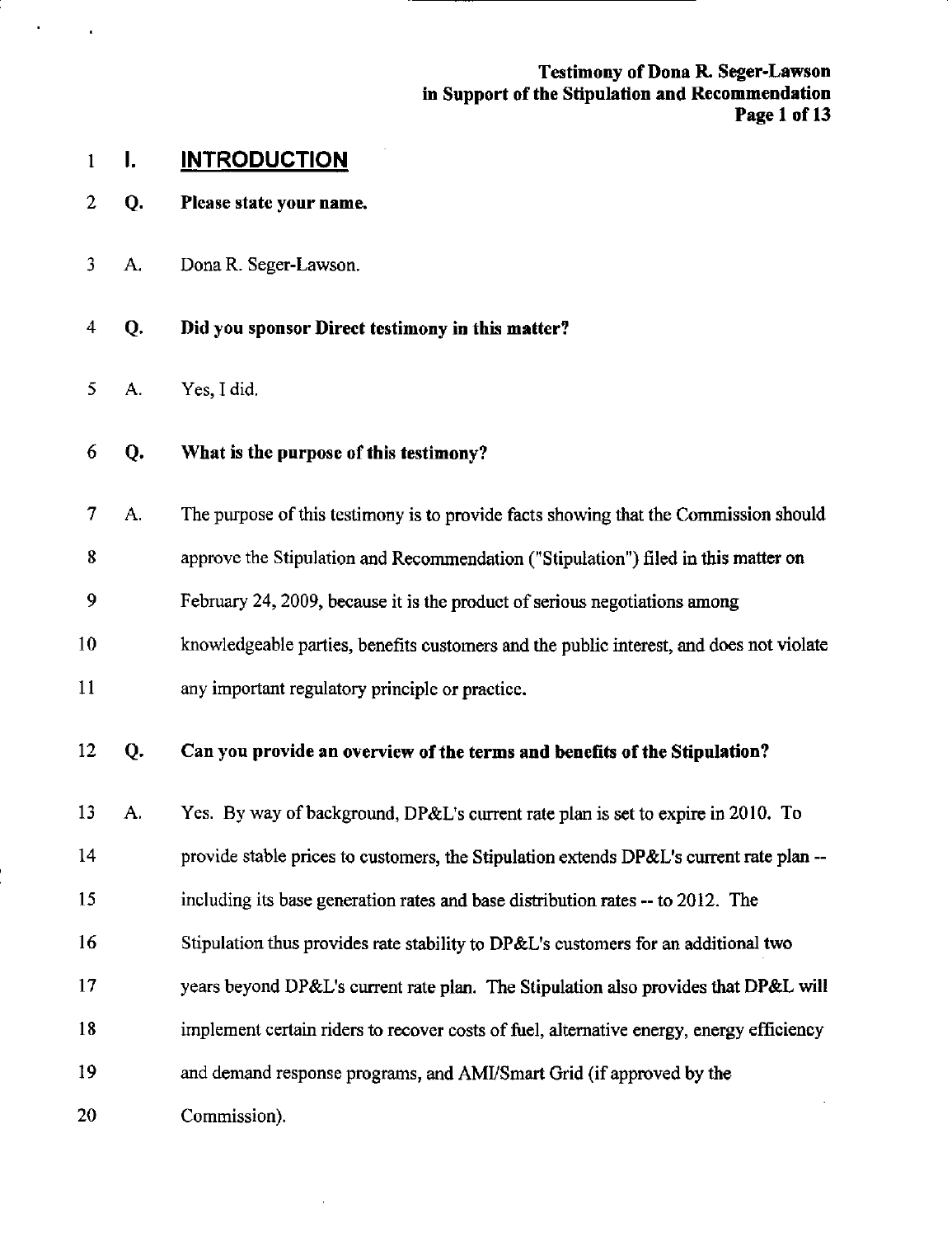# I. INTRODUCTION

**Q. Please state your name.**

A. Dona R. Seger-Lawson.

**Q. Did you sponsor Direct testimony in this matter?**

A. Yes, I did.

**Q. What is the purpose of this testimony?**

A. The purpose of this testimony is to provide facts showing that the Commission should approve the Stipulation and Recommendation ("Stipulation") filed in this matter on February 24, 2009, because it is the product of serious negotiations among knowledgeable parties, benefits customers and the public interest, and does not violate any important regulatory principle or practice.

**Q. Can you provide an overview of the terms and benefits of the Stipulation?**

A. Yes. By way of background, DP&L's current rate plan is set to expire in 2010. To provide stable prices to customers, the Stipulation extends DP&L's current rate plan -- including its base generation rates and base distribution rates -- to 2012. The Stipulation thus provides rate stability to DP&L's customers for an additional two years beyond DP&L's current rate plan. The Stipulation also provides that DP&L will implement certain riders to recover costs of fuel, alternative energy, energy efficiency and demand response programs, and AMI/Smart Grid (if approved by the Commission).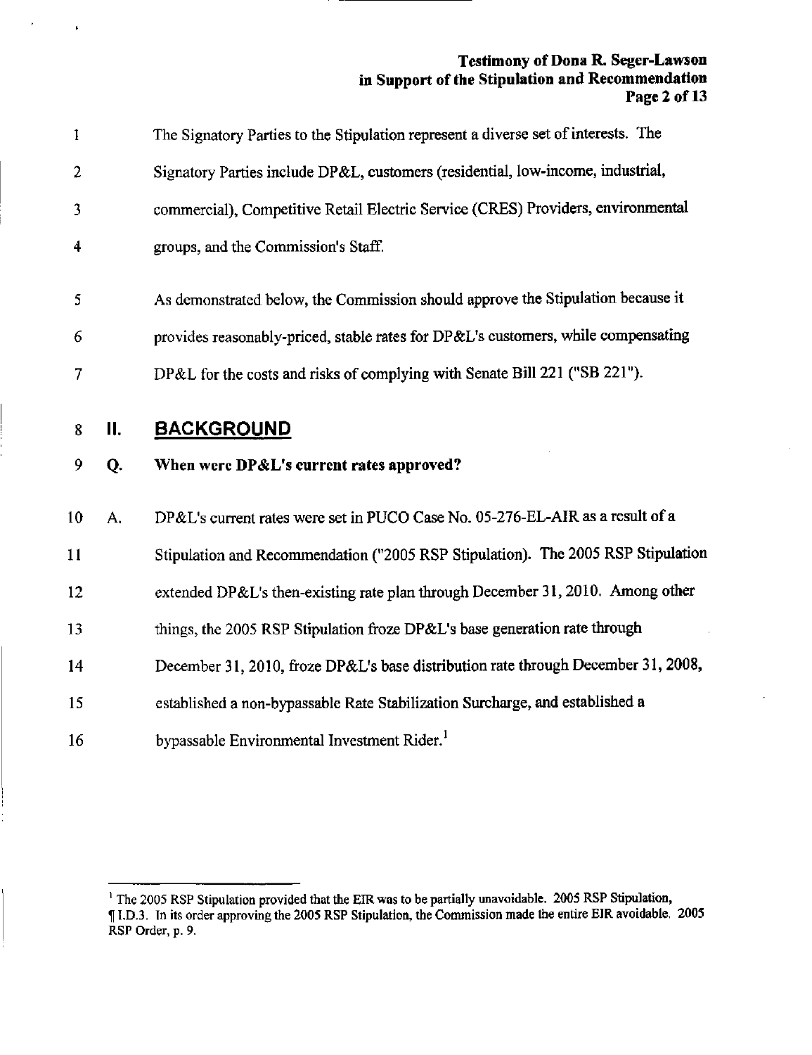The Signatory Parties to the Stipulation represent a diverse set of interests. The Signatory Parties include DP&L, customers (residential, low-income, industrial, commercial), Competitive Retail Electric Service (CRES) Providers, environmental groups, and the Commission's Staff.

As demonstrated below, the Commission should approve the Stipulation because it provides reasonably-priced, stable rates for DP&L's customers, while compensating DP&L for the costs and risks of complying with Senate Bill 221 ("SB 221").

## II. BACKGROUND

**Q. When were DP&L's current rates approved?**

A. DP&L's current rates were set in PUCO Case No. 05-276-EL-AIR as a result of a Stipulation and Recommendation ("2005 RSP Stipulation). The 2005 RSP Stipulation extended DP&L's then-existing rate plan through December 31, 2010. Among other things, the 2005 RSP Stipulation froze DP&L's base generation rate through December 31, 2010, froze DP&L's base distribution rate through December 31, 2008, established a non-bypassable Rate Stabilization Surcharge, and established a bypassable Environmental Investment Rider.[1]

---

[1] The 2005 RSP Stipulation provided that the EIR was to be partially unavoidable. 2005 RSP Stipulation, ¶ I.D.3. In its order approving the 2005 RSP Stipulation, the Commission made the entire EIR avoidable. 2005 RSP Order, p. 9.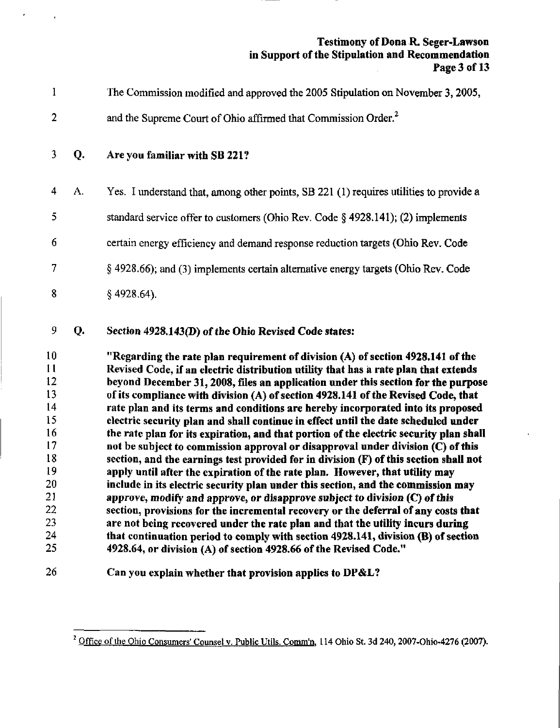The Commission modified and approved the 2005 Stipulation on November 3, 2005, and the Supreme Court of Ohio affirmed that Commission Order.[2]

**Q. Are you familiar with SB 221?**

A. Yes. I understand that, among other points, SB 221 (1) requires utilities to provide a standard service offer to customers (Ohio Rev. Code § 4928.141); (2) implements certain energy efficiency and demand response reduction targets (Ohio Rev. Code § 4928.66); and (3) implements certain alternative energy targets (Ohio Rev. Code § 4928.64).

**Q. Section 4928.143(D) of the Ohio Revised Code states:**

**"Regarding the rate plan requirement of division (A) of section 4928.141 of the Revised Code, if an electric distribution utility that has a rate plan that extends beyond December 31, 2008, files an application under this section for the purpose of its compliance with division (A) of section 4928.141 of the Revised Code, that rate plan and its terms and conditions are hereby incorporated into its proposed electric security plan and shall continue in effect until the date scheduled under the rate plan for its expiration, and that portion of the electric security plan shall not be subject to commission approval or disapproval under division (C) of this section, and the earnings test provided for in division (F) of this section shall not apply until after the expiration of the rate plan. However, that utility may include in its electric security plan under this section, and the commission may approve, modify and approve, or disapprove subject to division (C) of this section, provisions for the incremental recovery or the deferral of any costs that are not being recovered under the rate plan and that the utility incurs during that continuation period to comply with section 4928.141, division (B) of section 4928.64, or division (A) of section 4928.66 of the Revised Code."**

**Can you explain whether that provision applies to DP&L?**

---

[2] Office of the Ohio Consumers' Counsel v. Public Utils. Comm'n, 114 Ohio St. 3d 240, 2007-Ohio-4276 (2007).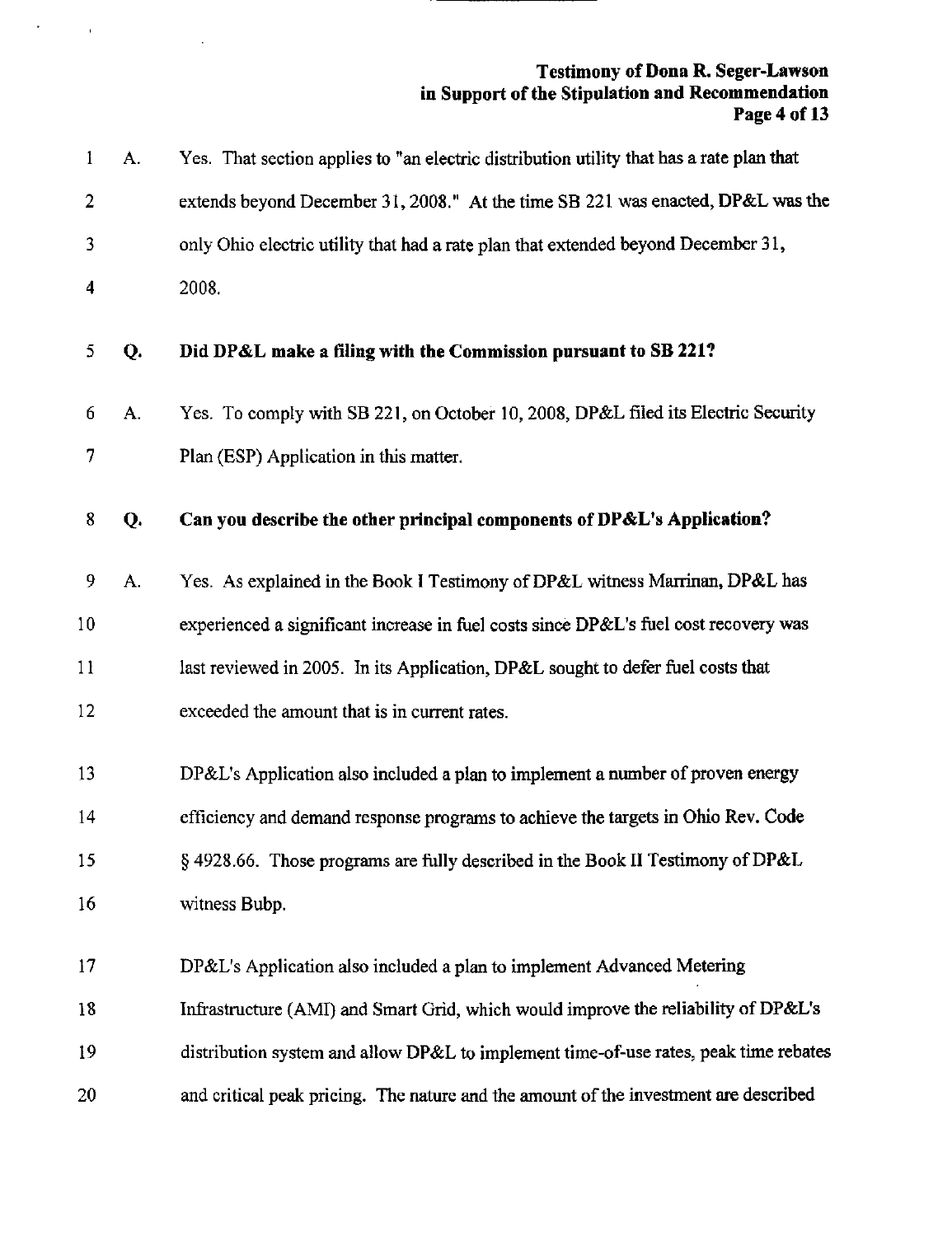A. Yes. That section applies to "an electric distribution utility that has a rate plan that extends beyond December 31, 2008." At the time SB 221 was enacted, DP&L was the only Ohio electric utility that had a rate plan that extended beyond December 31, 2008.

**Q. Did DP&L make a filing with the Commission pursuant to SB 221?**

A. Yes. To comply with SB 221, on October 10, 2008, DP&L filed its Electric Security Plan (ESP) Application in this matter.

**Q. Can you describe the other principal components of DP&L's Application?**

A. Yes. As explained in the Book I Testimony of DP&L witness Marrinan, DP&L has experienced a significant increase in fuel costs since DP&L's fuel cost recovery was last reviewed in 2005. In its Application, DP&L sought to defer fuel costs that exceeded the amount that is in current rates.

DP&L's Application also included a plan to implement a number of proven energy efficiency and demand response programs to achieve the targets in Ohio Rev. Code § 4928.66. Those programs are fully described in the Book II Testimony of DP&L witness Bubp.

DP&L's Application also included a plan to implement Advanced Metering Infrastructure (AMI) and Smart Grid, which would improve the reliability of DP&L's distribution system and allow DP&L to implement time-of-use rates, peak time rebates and critical peak pricing. The nature and the amount of the investment are described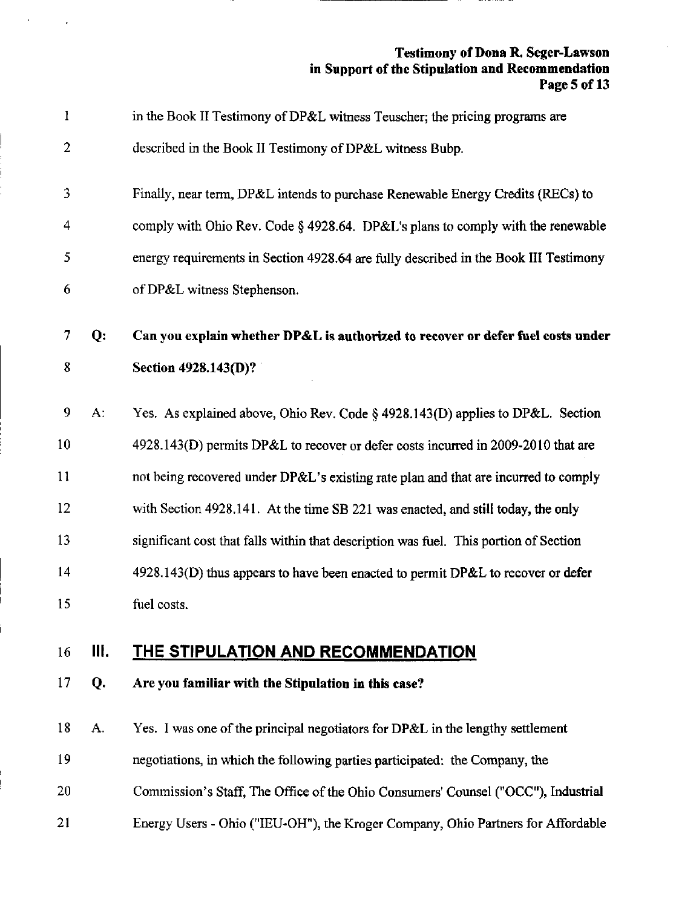in the Book II Testimony of DP&L witness Teuscher; the pricing programs are described in the Book II Testimony of DP&L witness Bubp.

Finally, near term, DP&L intends to purchase Renewable Energy Credits (RECs) to comply with Ohio Rev. Code § 4928.64. DP&L's plans to comply with the renewable energy requirements in Section 4928.64 are fully described in the Book III Testimony of DP&L witness Stephenson.

**Q: Can you explain whether DP&L is authorized to recover or defer fuel costs under Section 4928.143(D)?**

A: Yes. As explained above, Ohio Rev. Code § 4928.143(D) applies to DP&L. Section 4928.143(D) permits DP&L to recover or defer costs incurred in 2009-2010 that are not being recovered under DP&L's existing rate plan and that are incurred to comply with Section 4928.141. At the time SB 221 was enacted, and still today, the only significant cost that falls within that description was fuel. This portion of Section 4928.143(D) thus appears to have been enacted to permit DP&L to recover or defer fuel costs.

## III. THE STIPULATION AND RECOMMENDATION

**Q. Are you familiar with the Stipulation in this case?**

A. Yes. I was one of the principal negotiators for DP&L in the lengthy settlement negotiations, in which the following parties participated: the Company, the Commission's Staff, The Office of the Ohio Consumers' Counsel ("OCC"), Industrial Energy Users - Ohio ("IEU-OH"), the Kroger Company, Ohio Partners for Affordable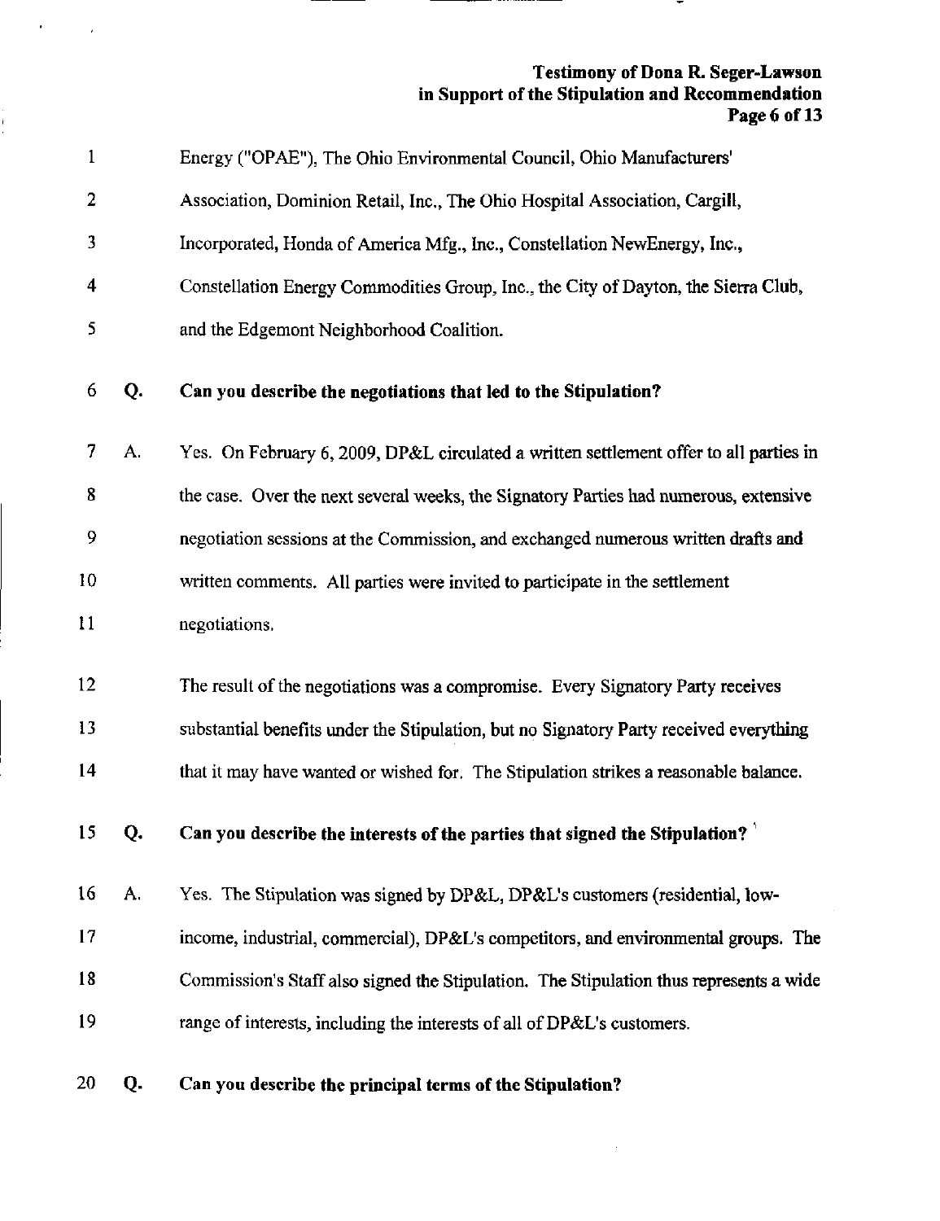Energy ("OPAE"), The Ohio Environmental Council, Ohio Manufacturers' Association, Dominion Retail, Inc., The Ohio Hospital Association, Cargill, Incorporated, Honda of America Mfg., Inc., Constellation NewEnergy, Inc., Constellation Energy Commodities Group, Inc., the City of Dayton, the Sierra Club, and the Edgemont Neighborhood Coalition.

**Q. Can you describe the negotiations that led to the Stipulation?**

A. Yes. On February 6, 2009, DP&L circulated a written settlement offer to all parties in the case. Over the next several weeks, the Signatory Parties had numerous, extensive negotiation sessions at the Commission, and exchanged numerous written drafts and written comments. All parties were invited to participate in the settlement negotiations.

The result of the negotiations was a compromise. Every Signatory Party receives substantial benefits under the Stipulation, but no Signatory Party received everything that it may have wanted or wished for. The Stipulation strikes a reasonable balance.

**Q. Can you describe the interests of the parties that signed the Stipulation?**

A. Yes. The Stipulation was signed by DP&L, DP&L's customers (residential, low-income, industrial, commercial), DP&L's competitors, and environmental groups. The Commission's Staff also signed the Stipulation. The Stipulation thus represents a wide range of interests, including the interests of all of DP&L's customers.

**Q. Can you describe the principal terms of the Stipulation?**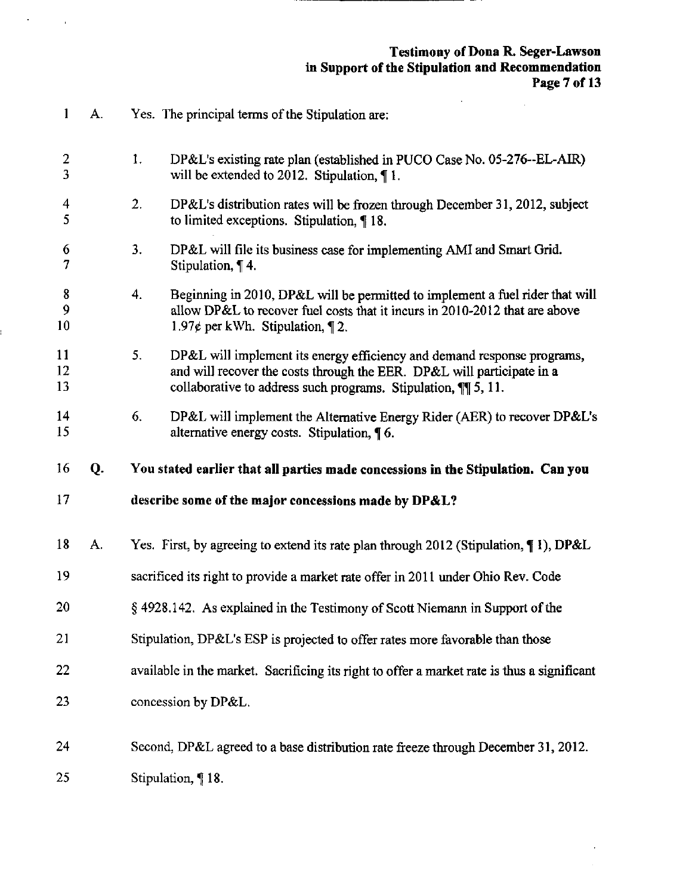A. Yes. The principal terms of the Stipulation are:

1. DP&L's existing rate plan (established in PUCO Case No. 05-276--EL-AIR) will be extended to 2012. Stipulation, ¶ 1.

2. DP&L's distribution rates will be frozen through December 31, 2012, subject to limited exceptions. Stipulation, ¶ 18.

3. DP&L will file its business case for implementing AMI and Smart Grid. Stipulation, ¶ 4.

4. Beginning in 2010, DP&L will be permitted to implement a fuel rider that will allow DP&L to recover fuel costs that it incurs in 2010-2012 that are above 1.97¢ per kWh. Stipulation, ¶ 2.

5. DP&L will implement its energy efficiency and demand response programs, and will recover the costs through the EER. DP&L will participate in a collaborative to address such programs. Stipulation, ¶¶ 5, 11.

6. DP&L will implement the Alternative Energy Rider (AER) to recover DP&L's alternative energy costs. Stipulation, ¶ 6.

**Q. You stated earlier that all parties made concessions in the Stipulation. Can you describe some of the major concessions made by DP&L?**

A. Yes. First, by agreeing to extend its rate plan through 2012 (Stipulation, ¶ 1), DP&L sacrificed its right to provide a market rate offer in 2011 under Ohio Rev. Code § 4928.142. As explained in the Testimony of Scott Niemann in Support of the Stipulation, DP&L's ESP is projected to offer rates more favorable than those available in the market. Sacrificing its right to offer a market rate is thus a significant concession by DP&L.

Second, DP&L agreed to a base distribution rate freeze through December 31, 2012. Stipulation, ¶ 18.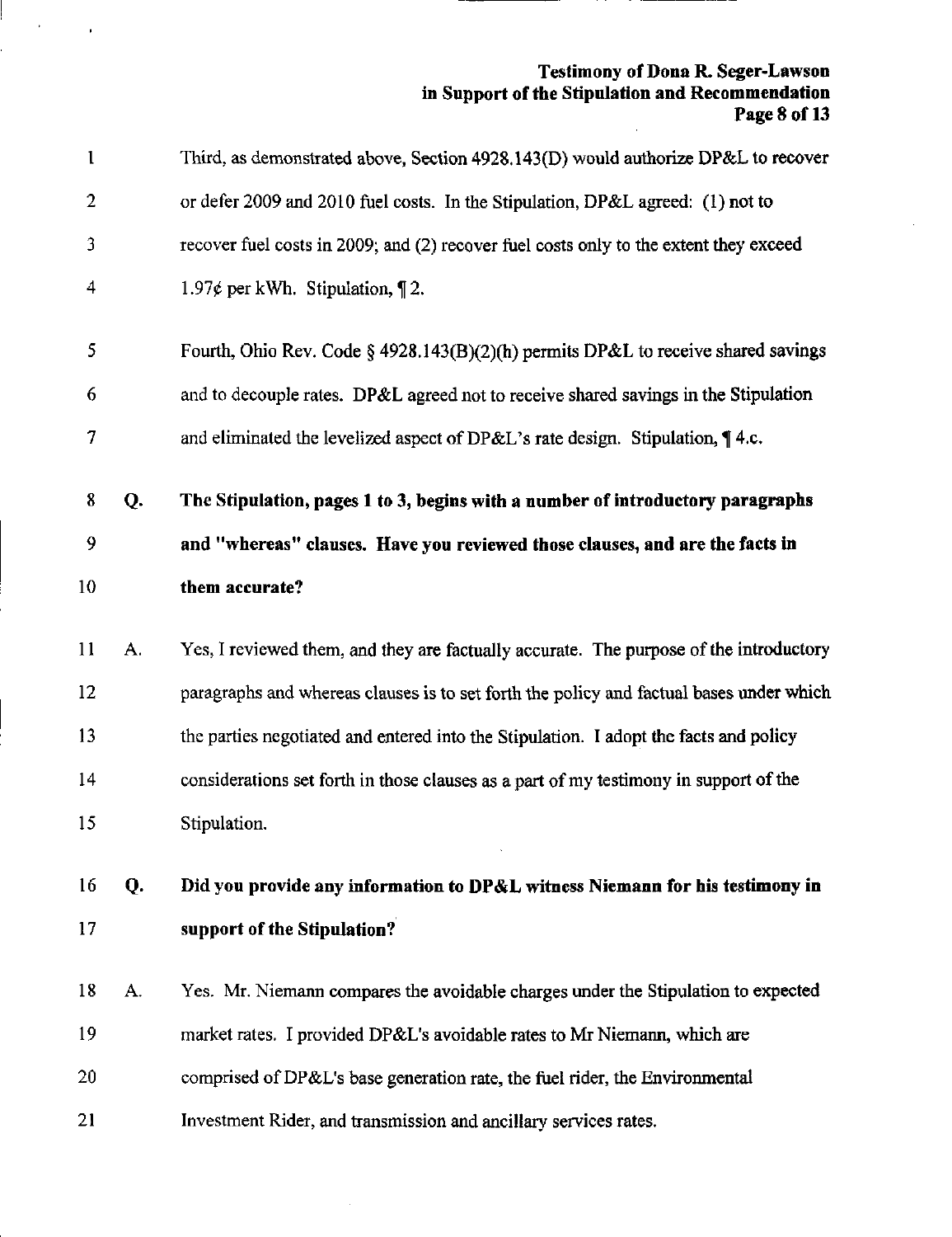Third, as demonstrated above, Section 4928.143(D) would authorize DP&L to recover or defer 2009 and 2010 fuel costs. In the Stipulation, DP&L agreed: (1) not to recover fuel costs in 2009; and (2) recover fuel costs only to the extent they exceed 1.97¢ per kWh. Stipulation, ¶ 2.

Fourth, Ohio Rev. Code § 4928.143(B)(2)(h) permits DP&L to receive shared savings and to decouple rates. DP&L agreed not to receive shared savings in the Stipulation and eliminated the levelized aspect of DP&L's rate design. Stipulation, ¶ 4.c.

**Q. The Stipulation, pages 1 to 3, begins with a number of introductory paragraphs and "whereas" clauses. Have you reviewed those clauses, and are the facts in them accurate?**

A. Yes, I reviewed them, and they are factually accurate. The purpose of the introductory paragraphs and whereas clauses is to set forth the policy and factual bases under which the parties negotiated and entered into the Stipulation. I adopt the facts and policy considerations set forth in those clauses as a part of my testimony in support of the Stipulation.

**Q. Did you provide any information to DP&L witness Niemann for his testimony in support of the Stipulation?**

A. Yes. Mr. Niemann compares the avoidable charges under the Stipulation to expected market rates. I provided DP&L's avoidable rates to Mr Niemann, which are comprised of DP&L's base generation rate, the fuel rider, the Environmental Investment Rider, and transmission and ancillary services rates.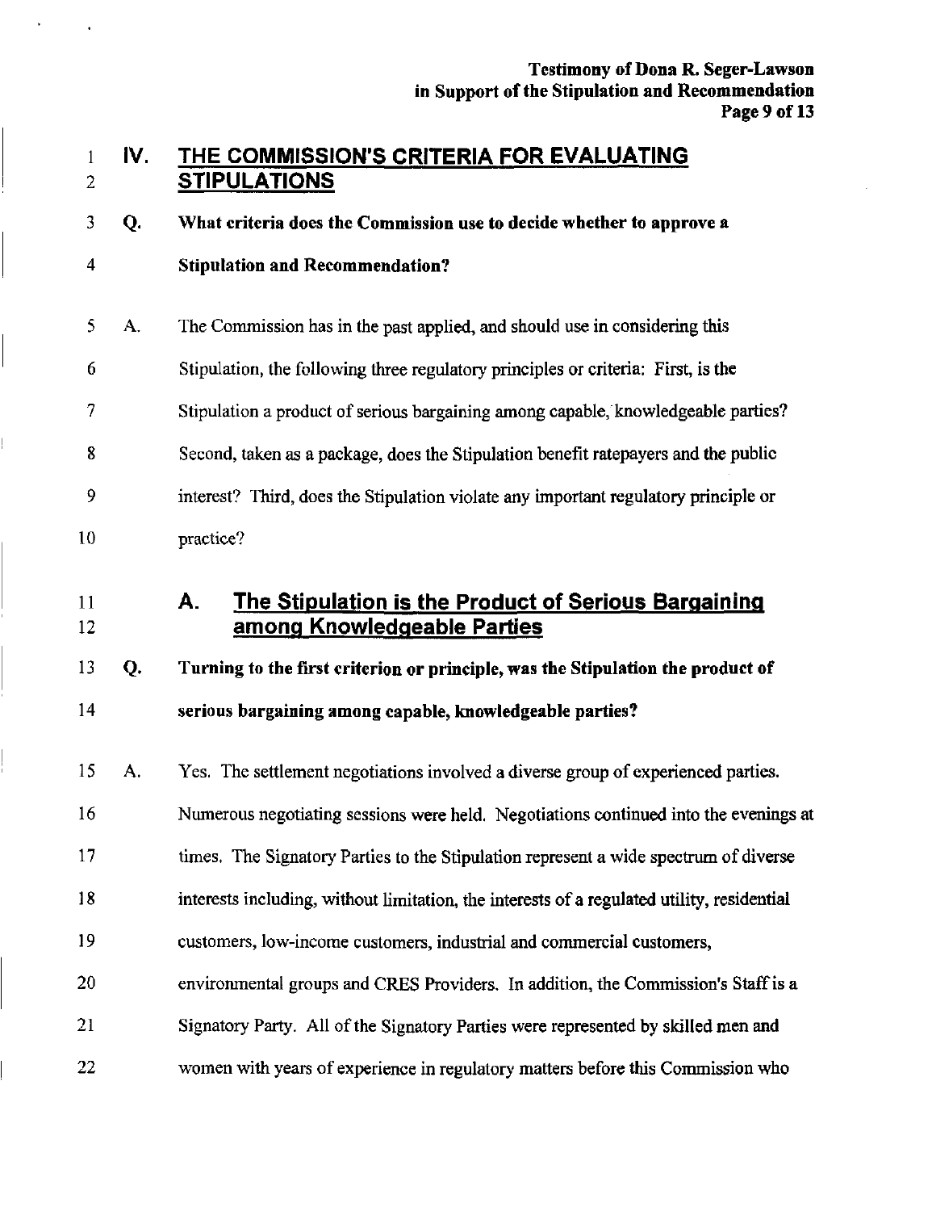## IV. THE COMMISSION'S CRITERIA FOR EVALUATING STIPULATIONS

**Q. What criteria does the Commission use to decide whether to approve a Stipulation and Recommendation?**

A. The Commission has in the past applied, and should use in considering this Stipulation, the following three regulatory principles or criteria: First, is the Stipulation a product of serious bargaining among capable, knowledgeable parties? Second, taken as a package, does the Stipulation benefit ratepayers and the public interest? Third, does the Stipulation violate any important regulatory principle or practice?

### A. The Stipulation is the Product of Serious Bargaining among Knowledgeable Parties

**Q. Turning to the first criterion or principle, was the Stipulation the product of serious bargaining among capable, knowledgeable parties?**

A. Yes. The settlement negotiations involved a diverse group of experienced parties. Numerous negotiating sessions were held. Negotiations continued into the evenings at times. The Signatory Parties to the Stipulation represent a wide spectrum of diverse interests including, without limitation, the interests of a regulated utility, residential customers, low-income customers, industrial and commercial customers, environmental groups and CRES Providers. In addition, the Commission's Staff is a Signatory Party. All of the Signatory Parties were represented by skilled men and women with years of experience in regulatory matters before this Commission who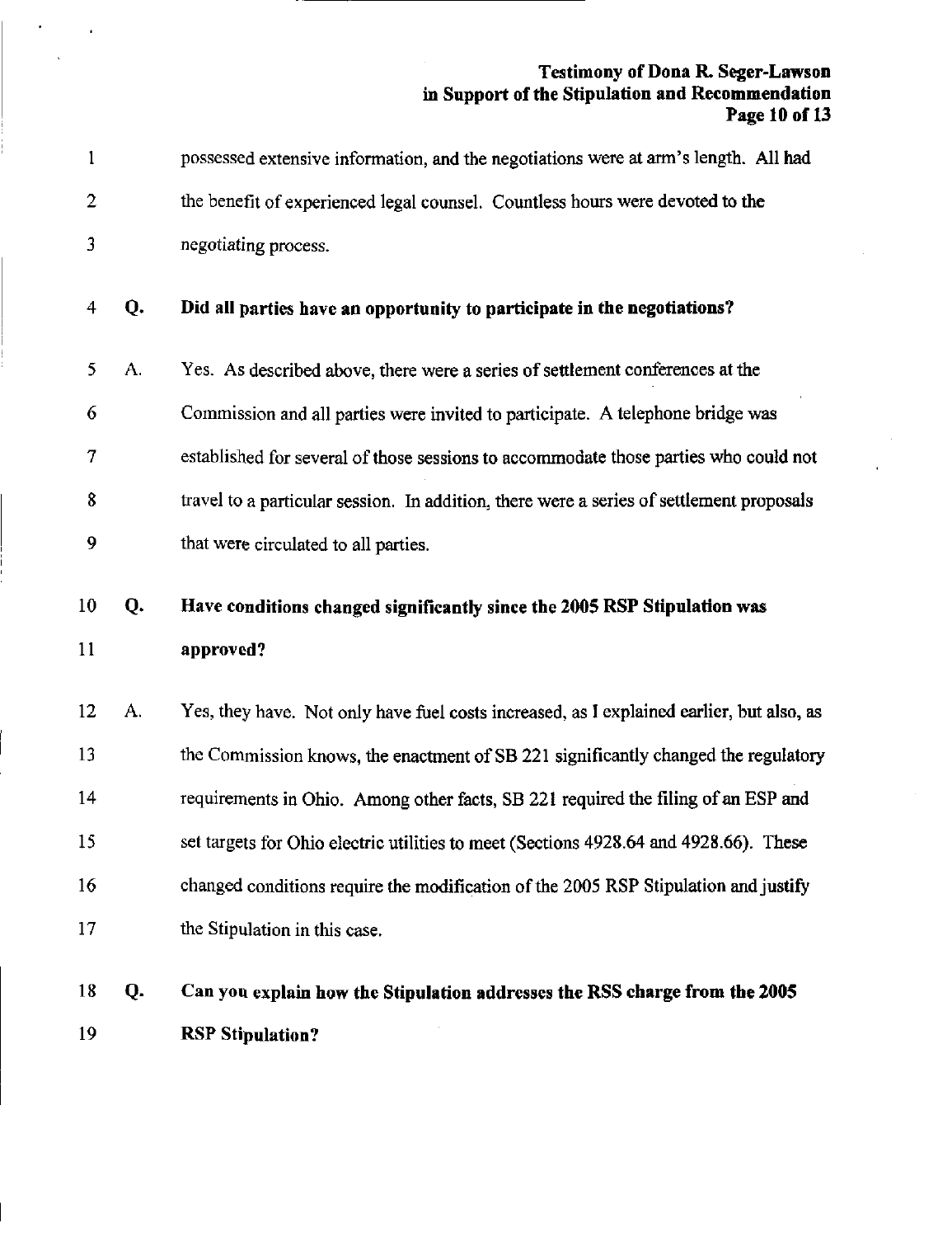possessed extensive information, and the negotiations were at arm's length. All had the benefit of experienced legal counsel. Countless hours were devoted to the negotiating process.

**Q. Did all parties have an opportunity to participate in the negotiations?**

A. Yes. As described above, there were a series of settlement conferences at the Commission and all parties were invited to participate. A telephone bridge was established for several of those sessions to accommodate those parties who could not travel to a particular session. In addition, there were a series of settlement proposals that were circulated to all parties.

**Q. Have conditions changed significantly since the 2005 RSP Stipulation was approved?**

A. Yes, they have. Not only have fuel costs increased, as I explained earlier, but also, as the Commission knows, the enactment of SB 221 significantly changed the regulatory requirements in Ohio. Among other facts, SB 221 required the filing of an ESP and set targets for Ohio electric utilities to meet (Sections 4928.64 and 4928.66). These changed conditions require the modification of the 2005 RSP Stipulation and justify the Stipulation in this case.

**Q. Can you explain how the Stipulation addresses the RSS charge from the 2005 RSP Stipulation?**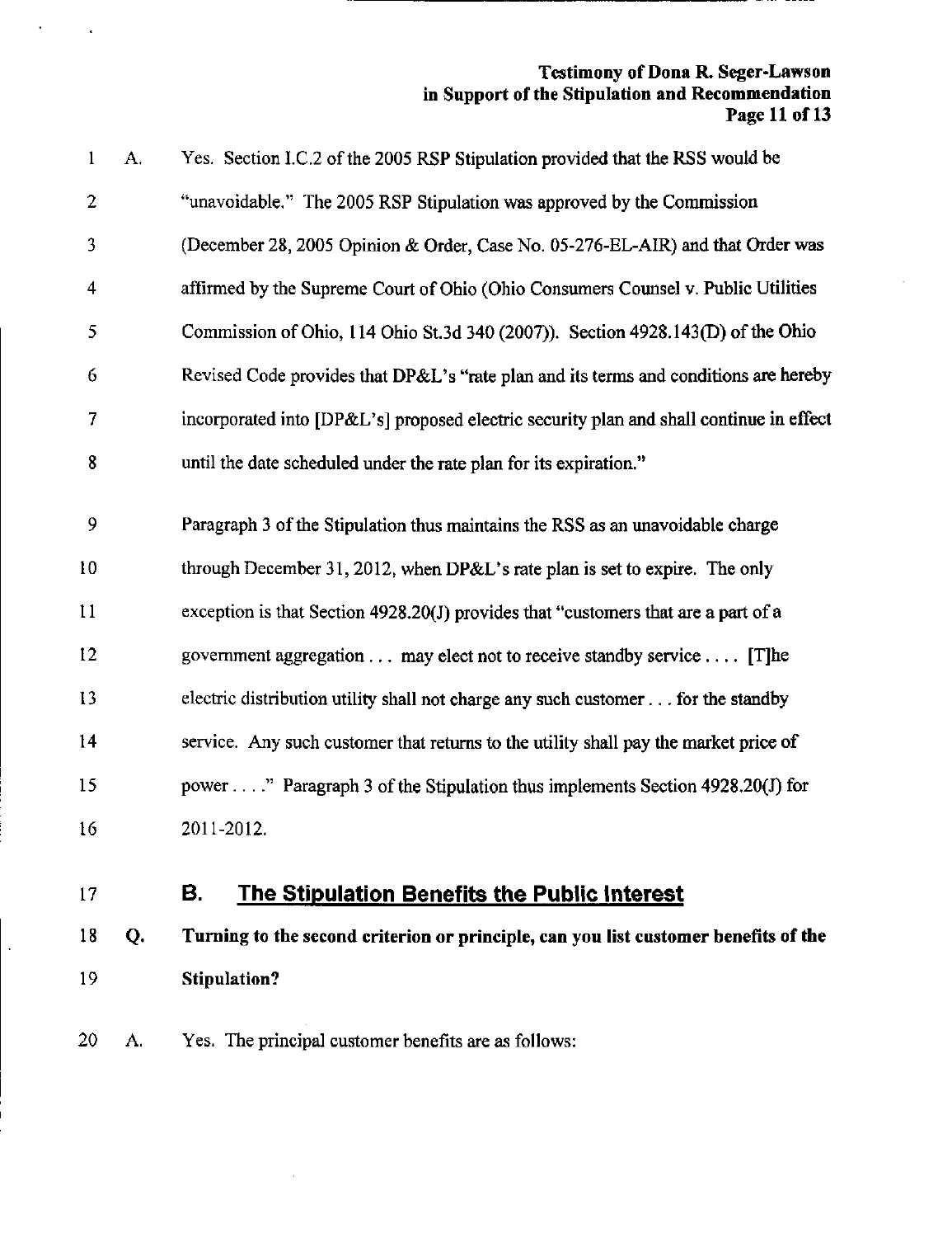A. Yes. Section I.C.2 of the 2005 RSP Stipulation provided that the RSS would be "unavoidable." The 2005 RSP Stipulation was approved by the Commission (December 28, 2005 Opinion & Order, Case No. 05-276-EL-AIR) and that Order was affirmed by the Supreme Court of Ohio (Ohio Consumers Counsel v. Public Utilities Commission of Ohio, 114 Ohio St.3d 340 (2007)). Section 4928.143(D) of the Ohio Revised Code provides that DP&L's "rate plan and its terms and conditions are hereby incorporated into [DP&L's] proposed electric security plan and shall continue in effect until the date scheduled under the rate plan for its expiration."

Paragraph 3 of the Stipulation thus maintains the RSS as an unavoidable charge through December 31, 2012, when DP&L's rate plan is set to expire. The only exception is that Section 4928.20(J) provides that "customers that are a part of a government aggregation . . . may elect not to receive standby service . . . . [T]he electric distribution utility shall not charge any such customer . . . for the standby service. Any such customer that returns to the utility shall pay the market price of power . . . ." Paragraph 3 of the Stipulation thus implements Section 4928.20(J) for 2011-2012.

## B. The Stipulation Benefits the Public Interest

**Q. Turning to the second criterion or principle, can you list customer benefits of the Stipulation?**

A. Yes. The principal customer benefits are as follows: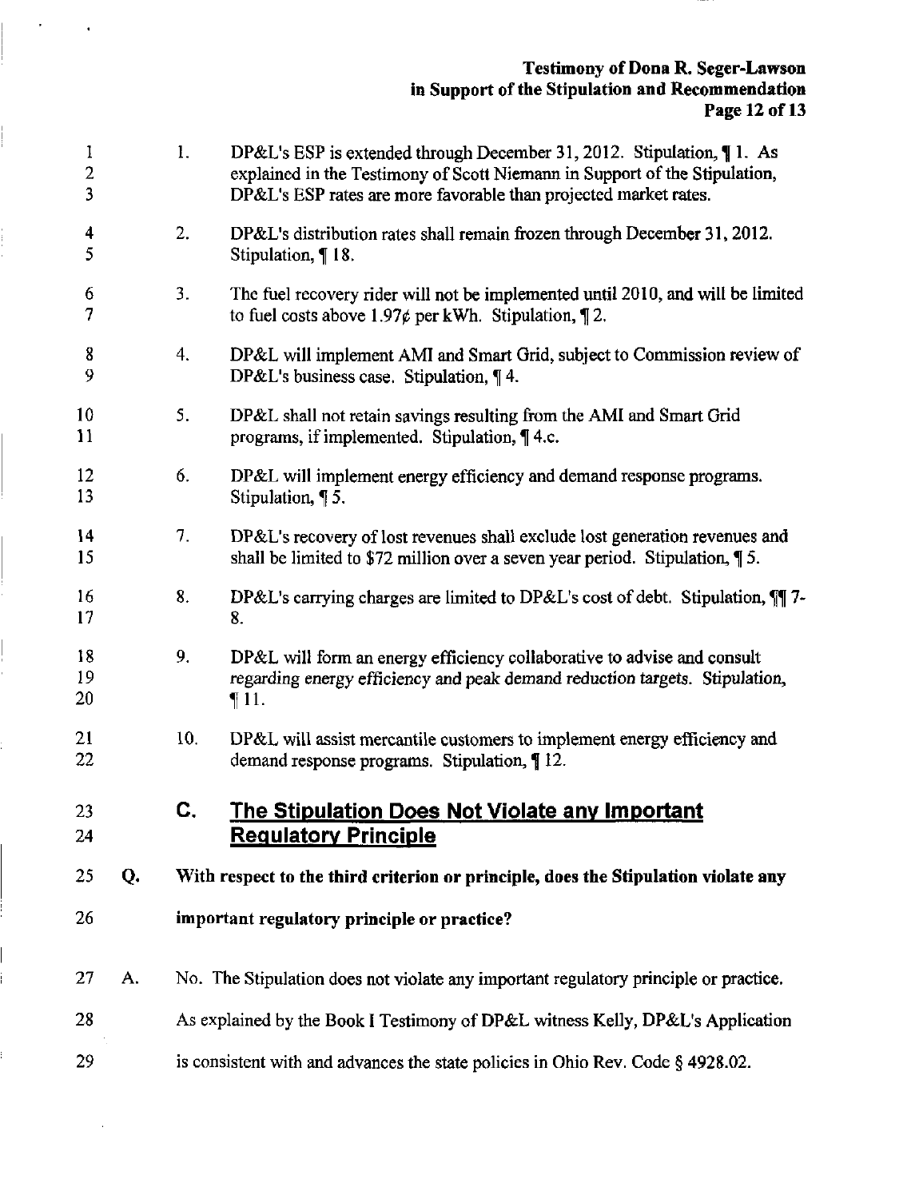1. DP&L's ESP is extended through December 31, 2012. Stipulation, ¶ 1. As explained in the Testimony of Scott Niemann in Support of the Stipulation, DP&L's ESP rates are more favorable than projected market rates.

2. DP&L's distribution rates shall remain frozen through December 31, 2012. Stipulation, ¶ 18.

3. The fuel recovery rider will not be implemented until 2010, and will be limited to fuel costs above 1.97¢ per kWh. Stipulation, ¶ 2.

4. DP&L will implement AMI and Smart Grid, subject to Commission review of DP&L's business case. Stipulation, ¶ 4.

5. DP&L shall not retain savings resulting from the AMI and Smart Grid programs, if implemented. Stipulation, ¶ 4.c.

6. DP&L will implement energy efficiency and demand response programs. Stipulation, ¶ 5.

7. DP&L's recovery of lost revenues shall exclude lost generation revenues and shall be limited to $72 million over a seven year period. Stipulation, ¶ 5.

8. DP&L's carrying charges are limited to DP&L's cost of debt. Stipulation, ¶¶ 7-8.

9. DP&L will form an energy efficiency collaborative to advise and consult regarding energy efficiency and peak demand reduction targets. Stipulation, ¶ 11.

10. DP&L will assist mercantile customers to implement energy efficiency and demand response programs. Stipulation, ¶ 12.

## C. The Stipulation Does Not Violate any Important Regulatory Principle

**Q. With respect to the third criterion or principle, does the Stipulation violate any important regulatory principle or practice?**

A. No. The Stipulation does not violate any important regulatory principle or practice. As explained by the Book I Testimony of DP&L witness Kelly, DP&L's Application is consistent with and advances the state policies in Ohio Rev. Code § 4928.02.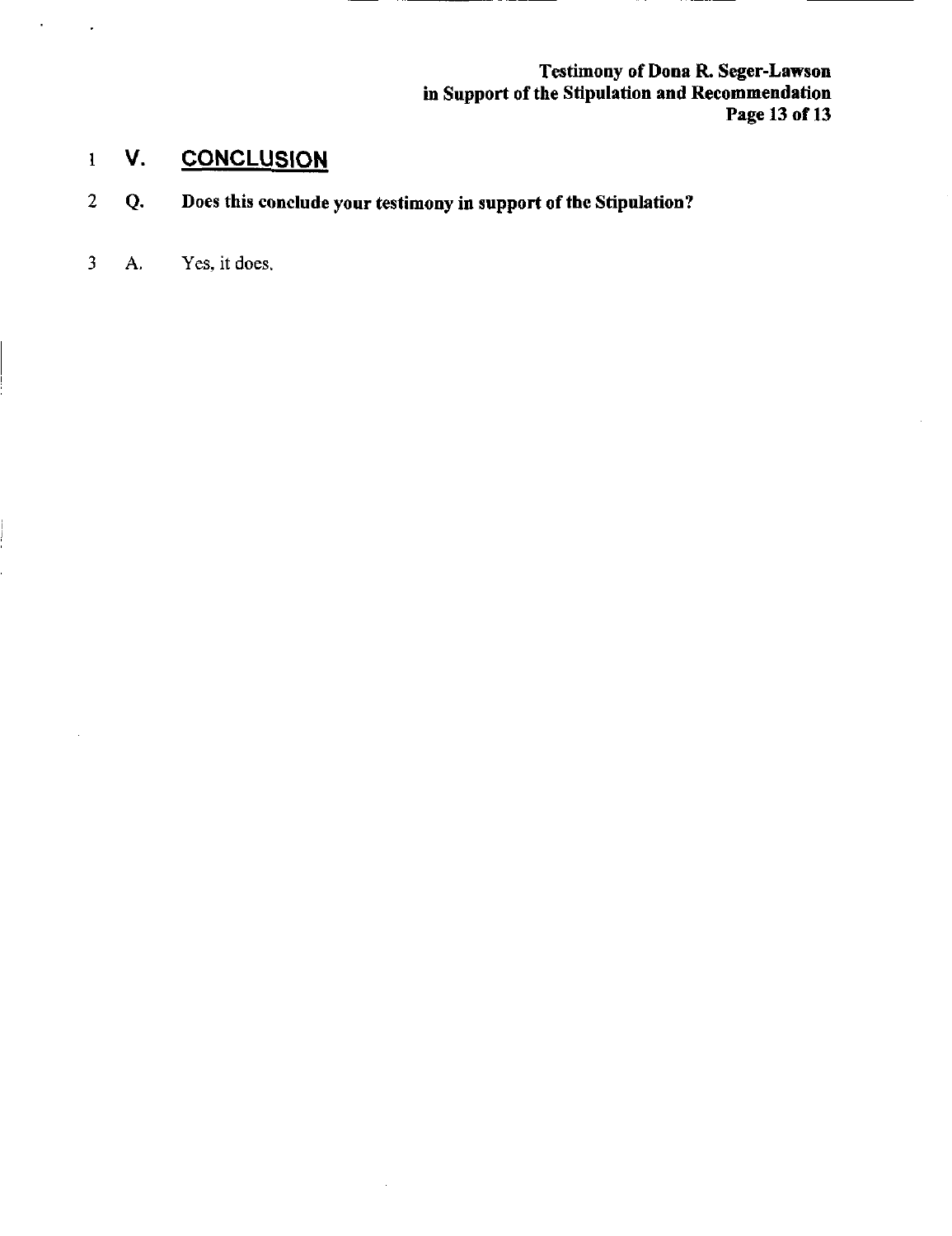## V. CONCLUSION

**Q. Does this conclude your testimony in support of the Stipulation?**

A. Yes, it does.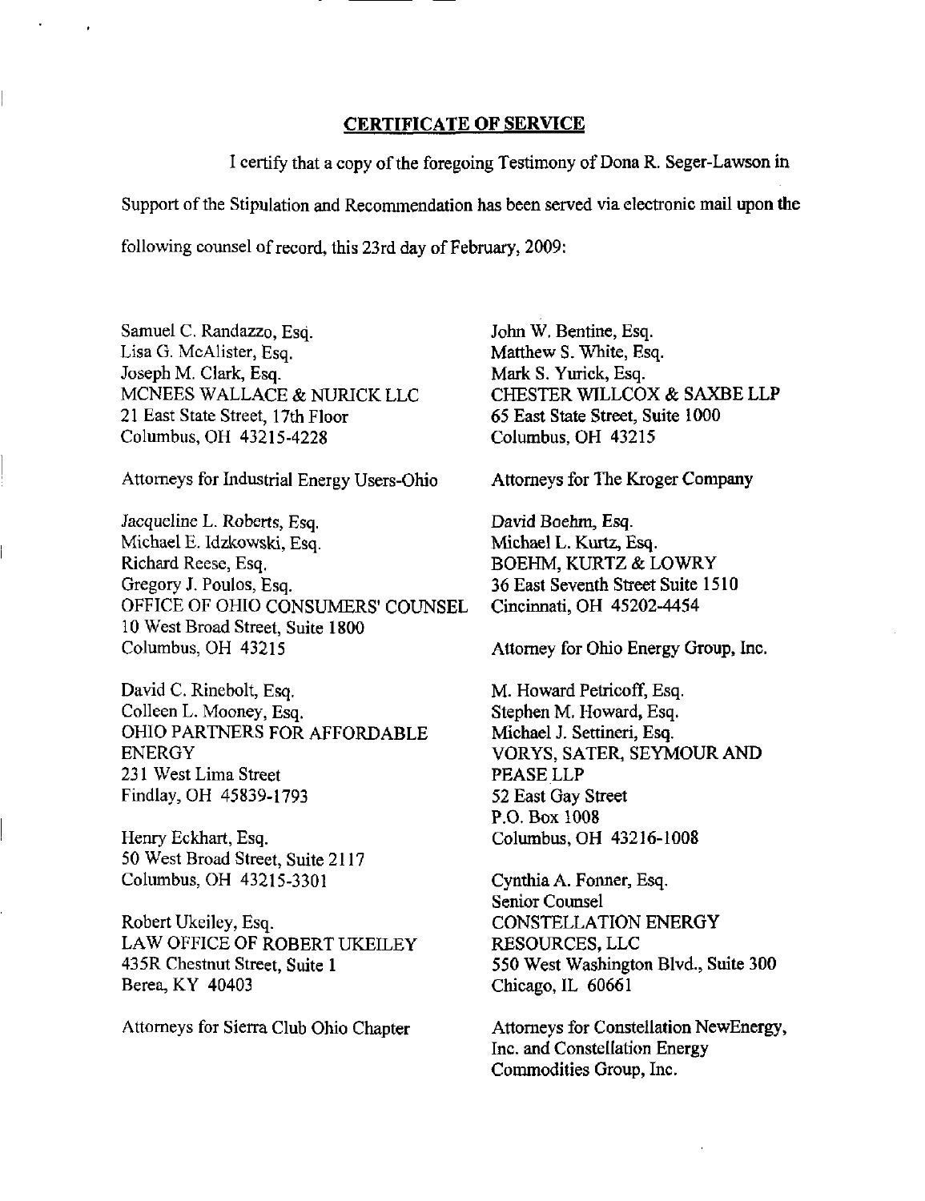## CERTIFICATE OF SERVICE

I certify that a copy of the foregoing Testimony of Dona R. Seger-Lawson in Support of the Stipulation and Recommendation has been served via electronic mail upon the following counsel of record, this 23rd day of February, 2009:

Samuel C. Randazzo, Esq.
Lisa G. McAlister, Esq.
Joseph M. Clark, Esq.
MCNEES WALLACE & NURICK LLC
21 East State Street, 17th Floor
Columbus, OH 43215-4228

Attorneys for Industrial Energy Users-Ohio

Jacqueline L. Roberts, Esq.
Michael E. Idzkowski, Esq.
Richard Reese, Esq.
Gregory J. Poulos, Esq.
OFFICE OF OHIO CONSUMERS' COUNSEL
10 West Broad Street, Suite 1800
Columbus, OH 43215

David C. Rinebolt, Esq.
Colleen L. Mooney, Esq.
OHIO PARTNERS FOR AFFORDABLE ENERGY
231 West Lima Street
Findlay, OH 45839-1793

Henry Eckhart, Esq.
50 West Broad Street, Suite 2117
Columbus, OH 43215-3301

Robert Ukeiley, Esq.
LAW OFFICE OF ROBERT UKEILEY
435R Chestnut Street, Suite 1
Berea, KY 40403

Attorneys for Sierra Club Ohio Chapter

John W. Bentine, Esq.
Matthew S. White, Esq.
Mark S. Yurick, Esq.
CHESTER WILLCOX & SAXBE LLP
65 East State Street, Suite 1000
Columbus, OH 43215

Attorneys for The Kroger Company

David Boehm, Esq.
Michael L. Kurtz, Esq.
BOEHM, KURTZ & LOWRY
36 East Seventh Street Suite 1510
Cincinnati, OH 45202-4454

Attorney for Ohio Energy Group, Inc.

M. Howard Petricoff, Esq.
Stephen M. Howard, Esq.
Michael J. Settineri, Esq.
VORYS, SATER, SEYMOUR AND PEASE LLP
52 East Gay Street
P.O. Box 1008
Columbus, OH 43216-1008

Cynthia A. Fonner, Esq.
Senior Counsel
CONSTELLATION ENERGY RESOURCES, LLC
550 West Washington Blvd., Suite 300
Chicago, IL 60661

Attorneys for Constellation NewEnergy, Inc. and Constellation Energy Commodities Group, Inc.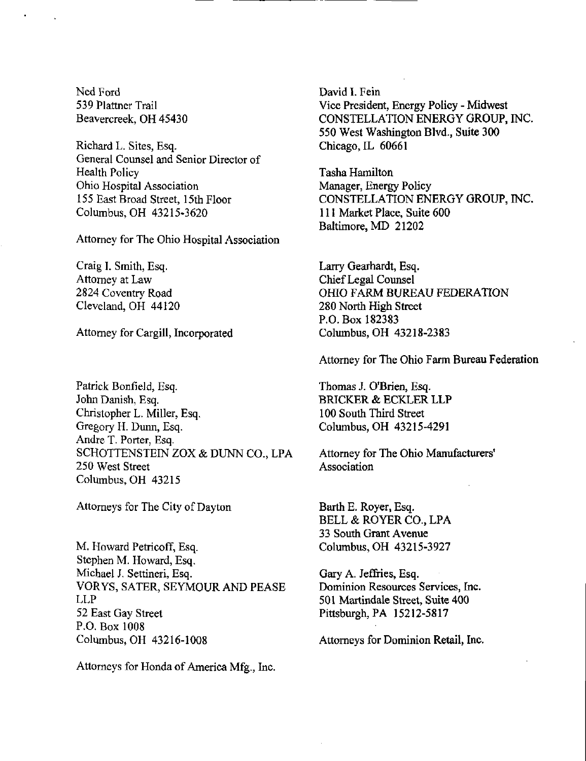Ned Ford
539 Plattner Trail
Beavercreek, OH 45430

Richard L. Sites, Esq.
General Counsel and Senior Director of Health Policy
Ohio Hospital Association
155 East Broad Street, 15th Floor
Columbus, OH 43215-3620

Attorney for The Ohio Hospital Association

Craig I. Smith, Esq.
Attorney at Law
2824 Coventry Road
Cleveland, OH 44120

Attorney for Cargill, Incorporated

Patrick Bonfield, Esq.
John Danish, Esq.
Christopher L. Miller, Esq.
Gregory H. Dunn, Esq.
Andre T. Porter, Esq.
SCHOTTENSTEIN ZOX & DUNN CO., LPA
250 West Street
Columbus, OH 43215

Attorneys for The City of Dayton

M. Howard Petricoff, Esq.
Stephen M. Howard, Esq.
Michael J. Settineri, Esq.
VORYS, SATER, SEYMOUR AND PEASE LLP
52 East Gay Street
P.O. Box 1008
Columbus, OH 43216-1008

Attorneys for Honda of America Mfg., Inc.

David I. Fein
Vice President, Energy Policy - Midwest
CONSTELLATION ENERGY GROUP, INC.
550 West Washington Blvd., Suite 300
Chicago, IL 60661

Tasha Hamilton
Manager, Energy Policy
CONSTELLATION ENERGY GROUP, INC.
111 Market Place, Suite 600
Baltimore, MD 21202

Larry Gearhardt, Esq.
Chief Legal Counsel
OHIO FARM BUREAU FEDERATION
280 North High Street
P.O. Box 182383
Columbus, OH 43218-2383

Attorney for The Ohio Farm Bureau Federation

Thomas J. O'Brien, Esq.
BRICKER & ECKLER LLP
100 South Third Street
Columbus, OH 43215-4291

Attorney for The Ohio Manufacturers' Association

Barth E. Royer, Esq.
BELL & ROYER CO., LPA
33 South Grant Avenue
Columbus, OH 43215-3927

Gary A. Jeffries, Esq.
Dominion Resources Services, Inc.
501 Martindale Street, Suite 400
Pittsburgh, PA 15212-5817

Attorneys for Dominion Retail, Inc.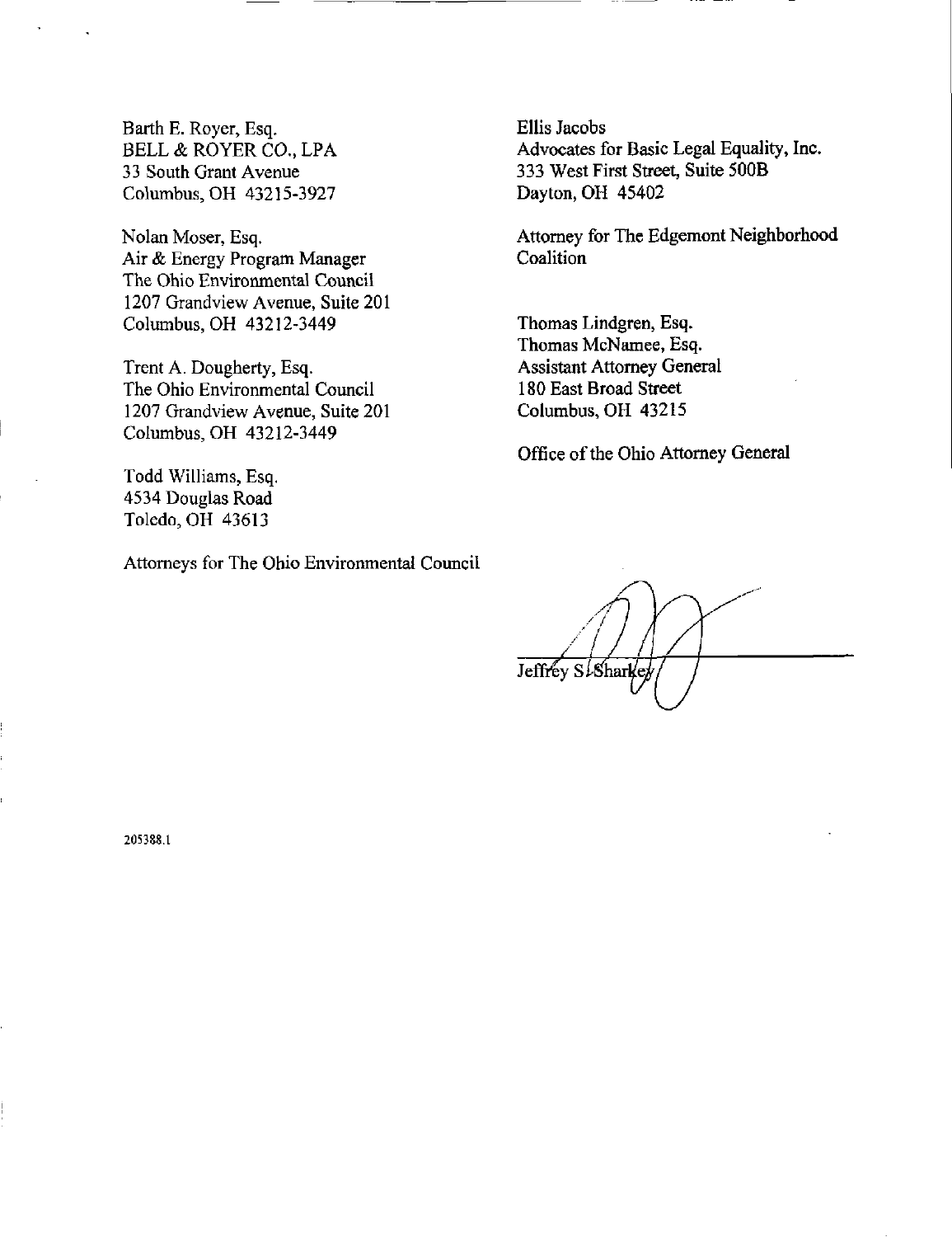Barth E. Royer, Esq.
BELL & ROYER CO., LPA
33 South Grant Avenue
Columbus, OH 43215-3927

Nolan Moser, Esq.
Air & Energy Program Manager
The Ohio Environmental Council
1207 Grandview Avenue, Suite 201
Columbus, OH 43212-3449

Trent A. Dougherty, Esq.
The Ohio Environmental Council
1207 Grandview Avenue, Suite 201
Columbus, OH 43212-3449

Todd Williams, Esq.
4534 Douglas Road
Toledo, OH 43613

Attorneys for The Ohio Environmental Council

Ellis Jacobs
Advocates for Basic Legal Equality, Inc.
333 West First Street, Suite 500B
Dayton, OH 45402

Attorney for The Edgemont Neighborhood Coalition

Thomas Lindgren, Esq.
Thomas McNamee, Esq.
Assistant Attorney General
180 East Broad Street
Columbus, OH 43215

Office of the Ohio Attorney General

Jeffrey S. Sharkey

205388.1